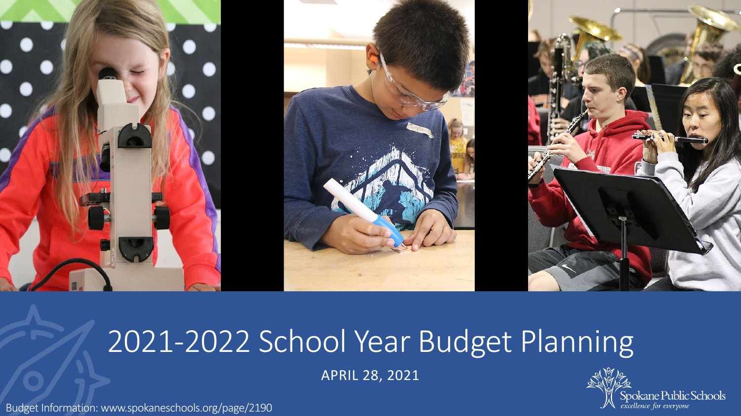# 2021-2022 School Year Budget Planning

APRIL 28, 2021

Spokane Public Schools
*excellence for everyone*

Budget Information: www.spokaneschools.org/page/2190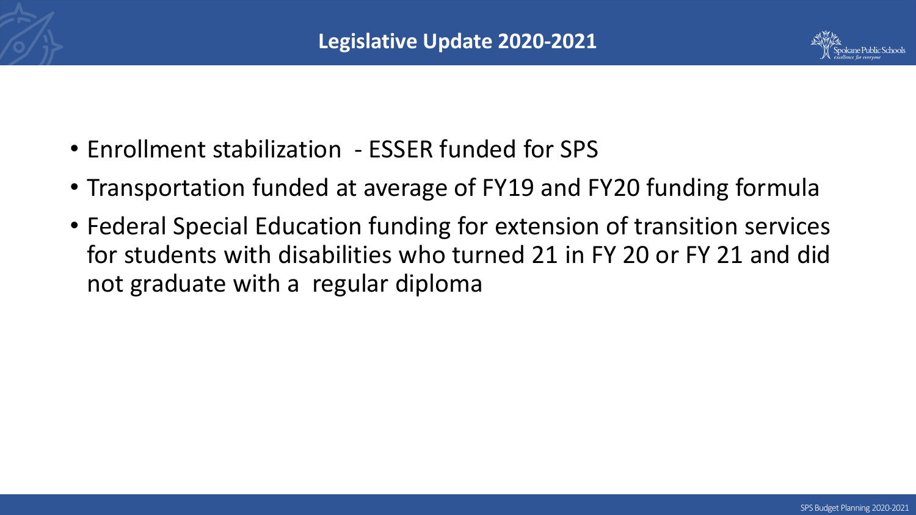# Legislative Update 2020-2021

- Enrollment stabilization - ESSER funded for SPS
- Transportation funded at average of FY19 and FY20 funding formula
- Federal Special Education funding for extension of transition services for students with disabilities who turned 21 in FY 20 or FY 21 and did not graduate with a regular diploma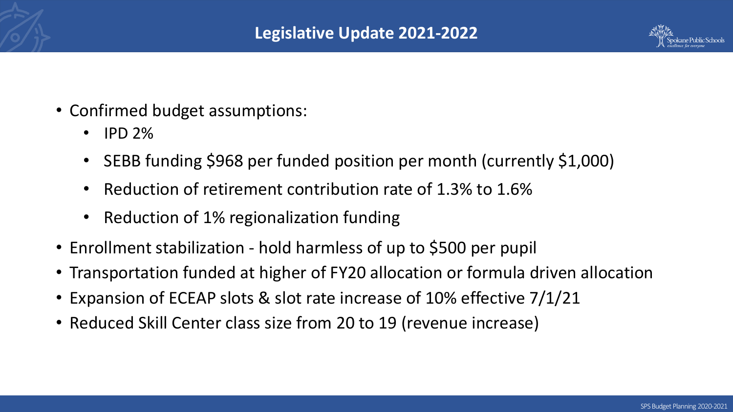# Legislative Update 2021-2022

- Confirmed budget assumptions:
  - IPD 2%
  - SEBB funding $968 per funded position per month (currently $1,000)
  - Reduction of retirement contribution rate of 1.3% to 1.6%
  - Reduction of 1% regionalization funding
- Enrollment stabilization - hold harmless of up to $500 per pupil
- Transportation funded at higher of FY20 allocation or formula driven allocation
- Expansion of ECEAP slots & slot rate increase of 10% effective 7/1/21
- Reduced Skill Center class size from 20 to 19 (revenue increase)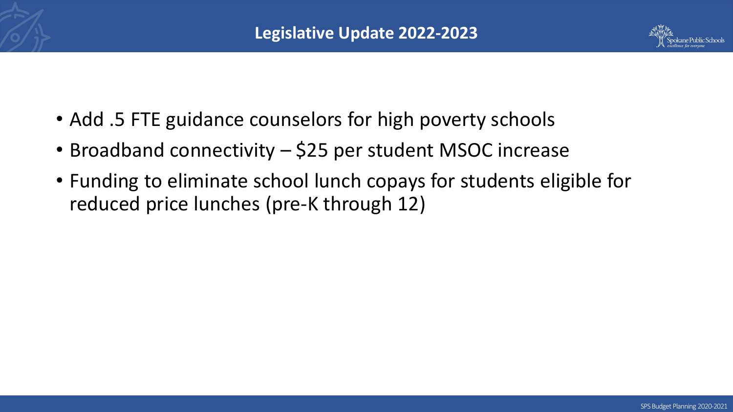# Legislative Update 2022-2023

- Add .5 FTE guidance counselors for high poverty schools
- Broadband connectivity – $25 per student MSOC increase
- Funding to eliminate school lunch copays for students eligible for reduced price lunches (pre-K through 12)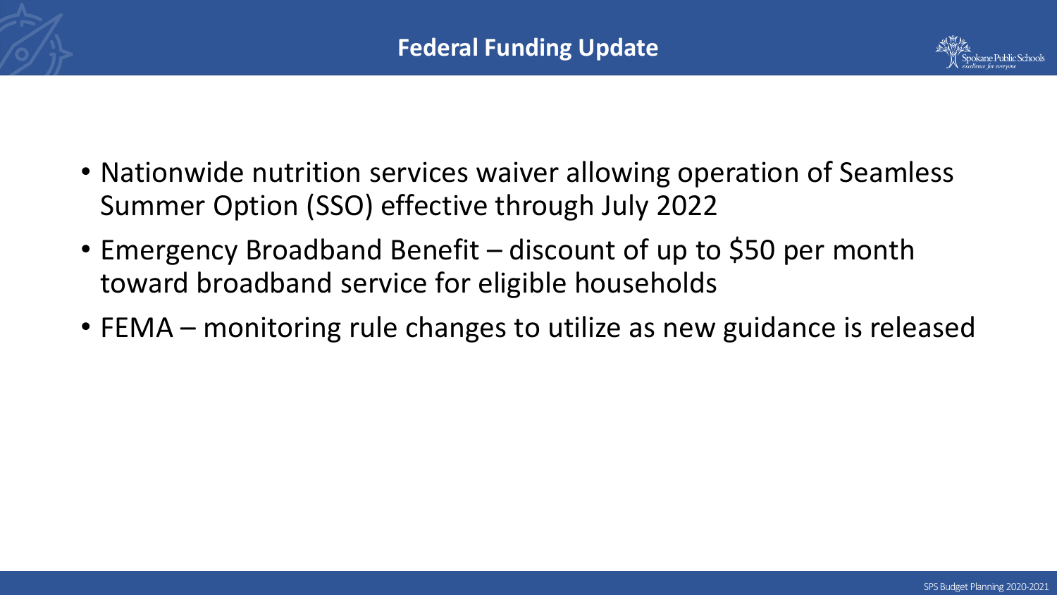# Federal Funding Update

- Nationwide nutrition services waiver allowing operation of Seamless Summer Option (SSO) effective through July 2022
- Emergency Broadband Benefit – discount of up to $50 per month toward broadband service for eligible households
- FEMA – monitoring rule changes to utilize as new guidance is released